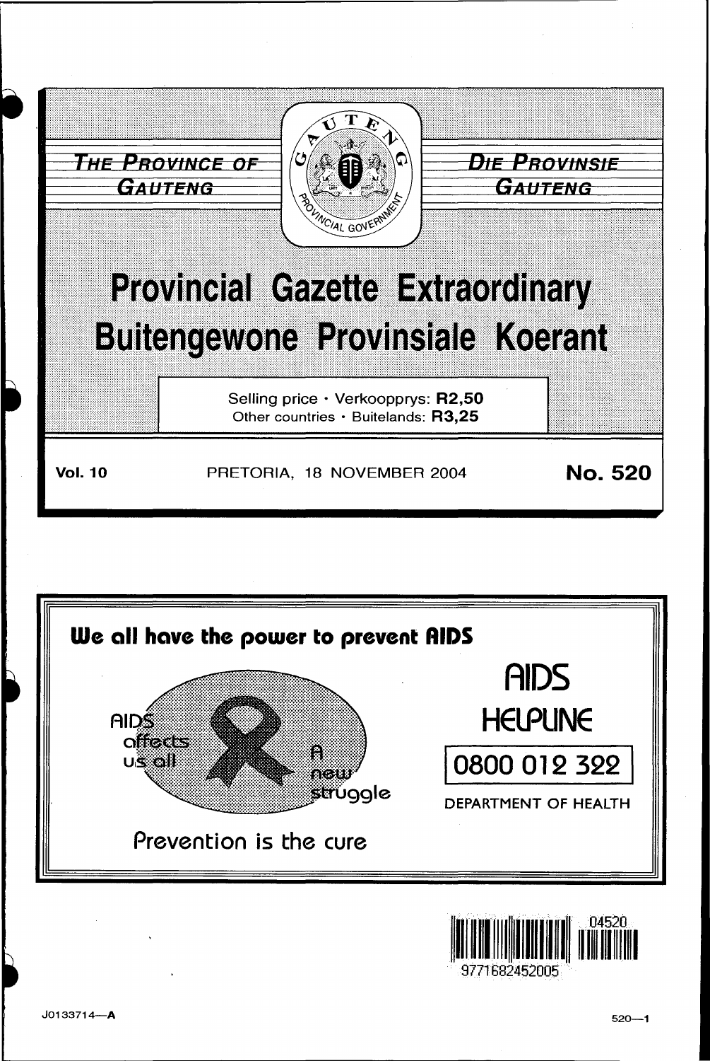**THE PROVINCE OF GAUTENG**

**DIE PROVINSIE GAUTENG**

# Provincial Gazette Extraordinary
# Buitengewone Provinsiale Koerant

Selling price · Verkoopprys: **R2,50**
Other countries · Buitelands: **R3,25**

**Vol. 10** PRETORIA, 18 NOVEMBER 2004 **No. 520**

**We all have the power to prevent AIDS**

AIDS affects us all

A new struggle

Prevention is the cure

AIDS HELPLINE

0800 012 322

DEPARTMENT OF HEALTH

04520

9771682452005

J0133714—A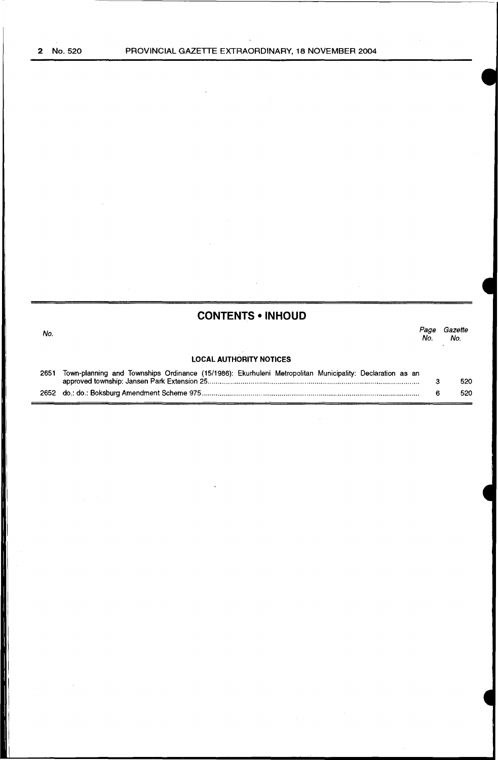## CONTENTS • INHOUD

| No. | | Page No. | Gazette No. |
|---|---|---|---|
| | **LOCAL AUTHORITY NOTICES** | | |
| 2651 | Town-planning and Townships Ordinance (15/1986): Ekurhuleni Metropolitan Municipality: Declaration as an approved township: Jansen Park Extension 25 | 3 | 520 |
| 2652 | do.: do.: Boksburg Amendment Scheme 975 | 6 | 520 |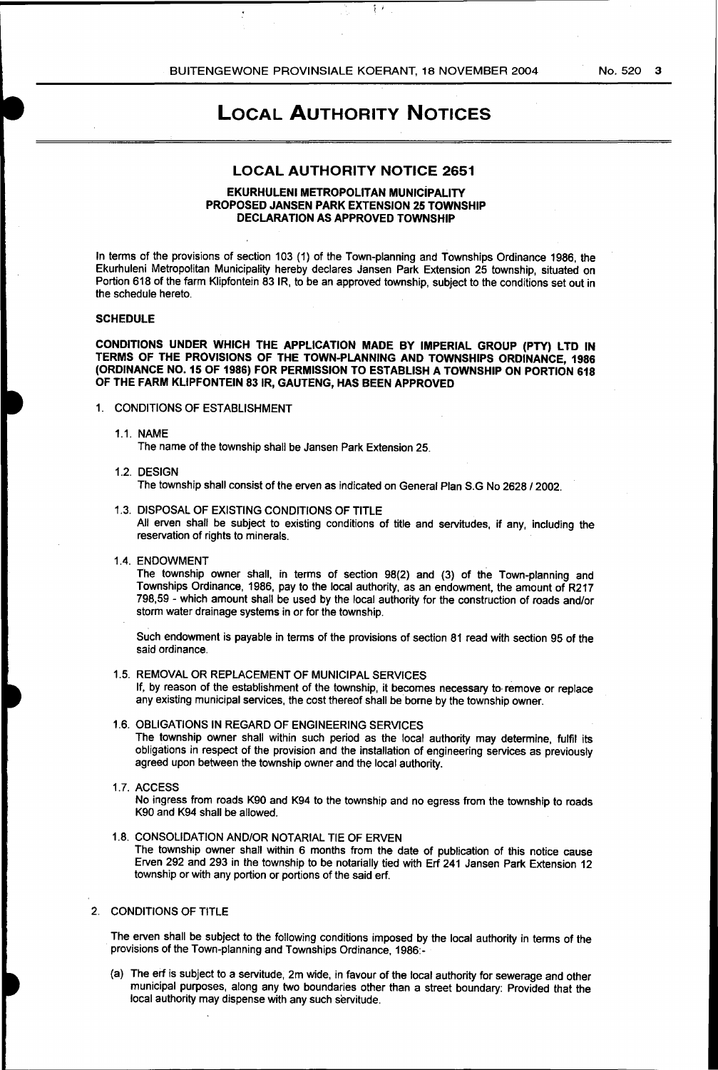# LOCAL AUTHORITY NOTICES

## LOCAL AUTHORITY NOTICE 2651

**EKURHULENI METROPOLITAN MUNICIPALITY**
**PROPOSED JANSEN PARK EXTENSION 25 TOWNSHIP**
**DECLARATION AS APPROVED TOWNSHIP**

In terms of the provisions of section 103 (1) of the Town-planning and Townships Ordinance 1986, the Ekurhuleni Metropolitan Municipality hereby declares Jansen Park Extension 25 township, situated on Portion 618 of the farm Klipfontein 83 IR, to be an approved township, subject to the conditions set out in the schedule hereto.

**SCHEDULE**

**CONDITIONS UNDER WHICH THE APPLICATION MADE BY IMPERIAL GROUP (PTY) LTD IN TERMS OF THE PROVISIONS OF THE TOWN-PLANNING AND TOWNSHIPS ORDINANCE, 1986 (ORDINANCE NO. 15 OF 1986) FOR PERMISSION TO ESTABLISH A TOWNSHIP ON PORTION 618 OF THE FARM KLIPFONTEIN 83 IR, GAUTENG, HAS BEEN APPROVED**

1. CONDITIONS OF ESTABLISHMENT

   1.1. NAME
   The name of the township shall be Jansen Park Extension 25.

   1.2. DESIGN
   The township shall consist of the erven as indicated on General Plan S.G No 2628 / 2002.

   1.3. DISPOSAL OF EXISTING CONDITIONS OF TITLE
   All erven shall be subject to existing conditions of title and servitudes, if any, including the reservation of rights to minerals.

   1.4. ENDOWMENT
   The township owner shall, in terms of section 98(2) and (3) of the Town-planning and Townships Ordinance, 1986, pay to the local authority, as an endowment, the amount of R217 798,59 - which amount shall be used by the local authority for the construction of roads and/or storm water drainage systems in or for the township.

   Such endowment is payable in terms of the provisions of section 81 read with section 95 of the said ordinance.

   1.5. REMOVAL OR REPLACEMENT OF MUNICIPAL SERVICES
   If, by reason of the establishment of the township, it becomes necessary to remove or replace any existing municipal services, the cost thereof shall be borne by the township owner.

   1.6. OBLIGATIONS IN REGARD OF ENGINEERING SERVICES
   The township owner shall within such period as the local authority may determine, fulfil its obligations in respect of the provision and the installation of engineering services as previously agreed upon between the township owner and the local authority.

   1.7. ACCESS
   No ingress from roads K90 and K94 to the township and no egress from the township to roads K90 and K94 shall be allowed.

   1.8. CONSOLIDATION AND/OR NOTARIAL TIE OF ERVEN
   The township owner shall within 6 months from the date of publication of this notice cause Erven 292 and 293 in the township to be notarially tied with Erf 241 Jansen Park Extension 12 township or with any portion or portions of the said erf.

2. CONDITIONS OF TITLE

   The erven shall be subject to the following conditions imposed by the local authority in terms of the provisions of the Town-planning and Townships Ordinance, 1986:-

   (a) The erf is subject to a servitude, 2m wide, in favour of the local authority for sewerage and other municipal purposes, along any two boundaries other than a street boundary: Provided that the local authority may dispense with any such servitude.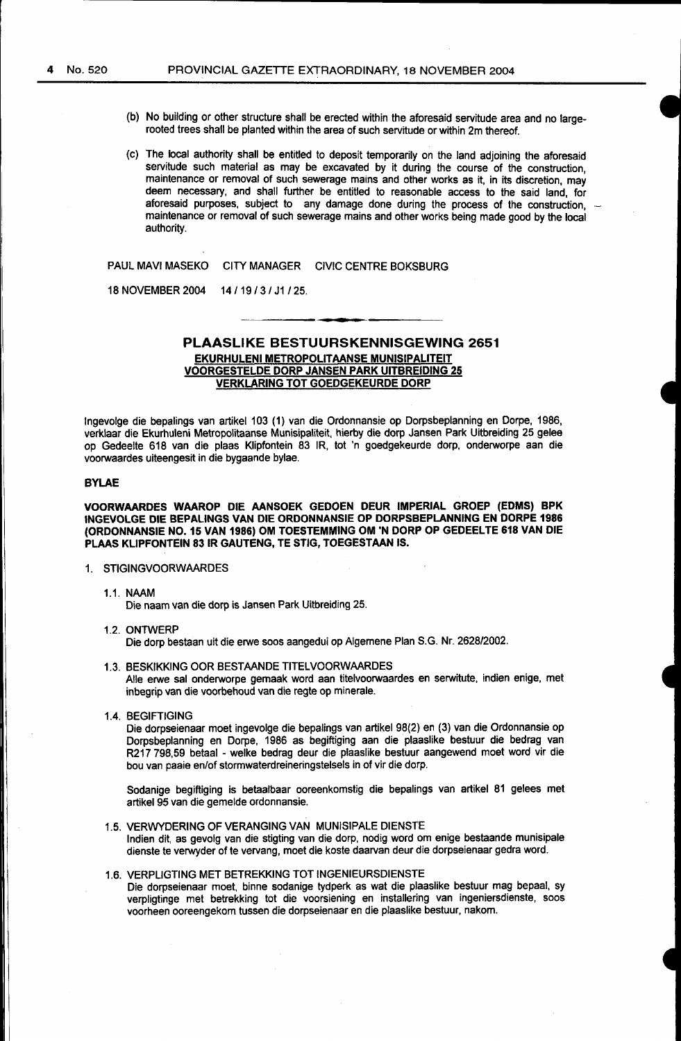(b) No building or other structure shall be erected within the aforesaid servitude area and no large-rooted trees shall be planted within the area of such servitude or within 2m thereof.

(c) The local authority shall be entitled to deposit temporarily on the land adjoining the aforesaid servitude such material as may be excavated by it during the course of the construction, maintenance or removal of such sewerage mains and other works as it, in its discretion, may deem necessary, and shall further be entitled to reasonable access to the said land, for aforesaid purposes, subject to any damage done during the process of the construction, maintenance or removal of such sewerage mains and other works being made good by the local authority.

PAUL MAVI MASEKO CITY MANAGER CIVIC CENTRE BOKSBURG

18 NOVEMBER 2004 14 / 19 / 3 / J1 / 25.

## PLAASLIKE BESTUURSKENNISGEWING 2651

**EKURHULENI METROPOLITAANSE MUNISIPALITEIT**
**VOORGESTELDE DORP JANSEN PARK UITBREIDING 25**
**VERKLARING TOT GOEDGEKEURDE DORP**

Ingevolge die bepalings van artikel 103 (1) van die Ordonnansie op Dorpsbeplanning en Dorpe, 1986, verklaar die Ekurhuleni Metropolitaanse Munisipaliteit, hierby die dorp Jansen Park Uitbreiding 25 gelee op Gedeelte 618 van die plaas Klipfontein 83 IR, tot 'n goedgekeurde dorp, onderworpe aan die voorwaardes uiteengesit in die bygaande bylae.

**BYLAE**

**VOORWAARDES WAAROP DIE AANSOEK GEDOEN DEUR IMPERIAL GROEP (EDMS) BPK INGEVOLGE DIE BEPALINGS VAN DIE ORDONNANSIE OP DORPSBEPLANNING EN DORPE 1986 (ORDONNANSIE NO. 15 VAN 1986) OM TOESTEMMING OM 'N DORP OP GEDEELTE 618 VAN DIE PLAAS KLIPFONTEIN 83 IR GAUTENG, TE STIG, TOEGESTAAN IS.**

1. STIGINGVOORWAARDES

   1.1. NAAM
   Die naam van die dorp is Jansen Park Uitbreiding 25.

   1.2. ONTWERP
   Die dorp bestaan uit die erwe soos aangedui op Algemene Plan S.G. Nr. 2628/2002.

   1.3. BESKIKKING OOR BESTAANDE TITELVOORWAARDES
   Alle erwe sal onderworpe gemaak word aan titelvoorwaardes en serwitute, indien enige, met inbegrip van die voorbehoud van die regte op minerale.

   1.4. BEGIFTIGING
   Die dorpseienaar moet ingevolge die bepalings van artikel 98(2) en (3) van die Ordonnansie op Dorpsbeplanning en Dorpe, 1986 as begiftiging aan die plaaslike bestuur die bedrag van R217 798,59 betaal - welke bedrag deur die plaaslike bestuur aangewend moet word vir die bou van paaie en/of stormwaterdreineringstelsels in of vir die dorp.

   Sodanige begiftiging is betaalbaar ooreenkomstig die bepalings van artikel 81 gelees met artikel 95 van die gemelde ordonnansie.

   1.5. VERWYDERING OF VERANGING VAN MUNISIPALE DIENSTE
   Indien dit, as gevolg van die stigting van die dorp, nodig word om enige bestaande munisipale dienste te verwyder of te vervang, moet die koste daarvan deur die dorpseienaar gedra word.

   1.6. VERPLIGTING MET BETREKKING TOT INGENIEURSDIENSTE
   Die dorpseienaar moet, binne sodanige tydperk as wat die plaaslike bestuur mag bepaal, sy verpligtinge met betrekking tot die voorsiening en installering van ingeniersdienste, soos voorheen ooreengekom tussen die dorpseienaar en die plaaslike bestuur, nakom.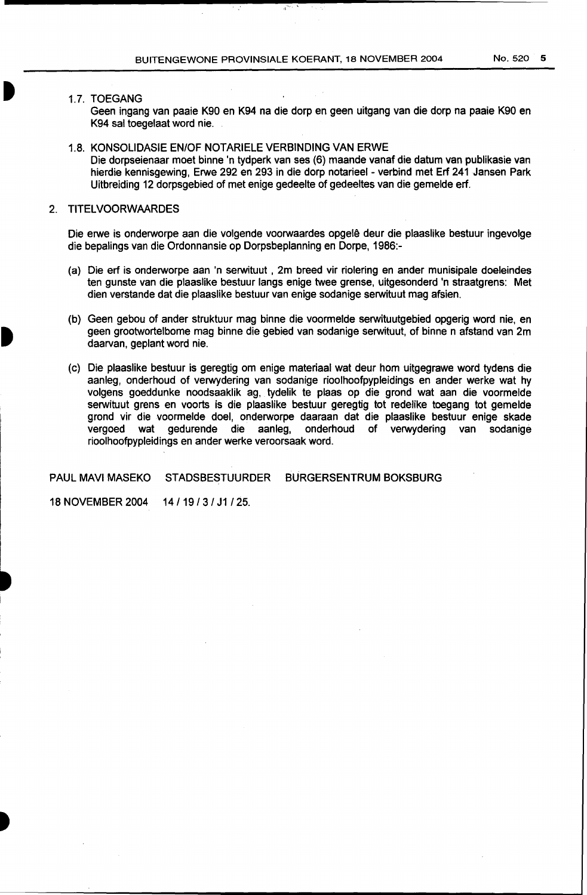1.7. TOEGANG

Geen ingang van paaie K90 en K94 na die dorp en geen uitgang van die dorp na paaie K90 en K94 sal toegelaat word nie.

1.8. KONSOLIDASIE EN/OF NOTARIELE VERBINDING VAN ERWE

Die dorpseienaar moet binne 'n tydperk van ses (6) maande vanaf die datum van publikasie van hierdie kennisgewing, Erwe 292 en 293 in die dorp notarieel - verbind met Erf 241 Jansen Park Uitbreiding 12 dorpsgebied of met enige gedeelte of gedeeltes van die gemelde erf.

2. TITELVOORWAARDES

Die erwe is onderworpe aan die volgende voorwaardes opgelê deur die plaaslike bestuur ingevolge die bepalings van die Ordonnansie op Dorpsbeplanning en Dorpe, 1986:-

(a) Die erf is onderworpe aan 'n serwituut , 2m breed vir riolering en ander munisipale doeleindes ten gunste van die plaaslike bestuur langs enige twee grense, uitgesonderd 'n straatgrens: Met dien verstande dat die plaaslike bestuur van enige sodanige serwituut mag afsien.

(b) Geen gebou of ander struktuur mag binne die voormelde serwituutgebied opgerig word nie, en geen grootwortelbome mag binne die gebied van sodanige serwituut, of binne n afstand van 2m daarvan, geplant word nie.

(c) Die plaaslike bestuur is geregtig om enige materiaal wat deur hom uitgegrawe word tydens die aanleg, onderhoud of verwydering van sodanige rioolhoofpypleidings en ander werke wat hy volgens goeddunke noodsaaklik ag, tydelik te plaas op die grond wat aan die voormelde serwituut grens en voorts is die plaaslike bestuur geregtig tot redelike toegang tot gemelde grond vir die voormelde doel, onderworpe daaraan dat die plaaslike bestuur enige skade vergoed wat gedurende die aanleg, onderhoud of verwydering van sodanige rioolhoofpypleidings en ander werke veroorsaak word.

PAUL MAVI MASEKO STADSBESTUURDER BURGERSENTRUM BOKSBURG

18 NOVEMBER 2004 14 / 19 / 3 / J1 / 25.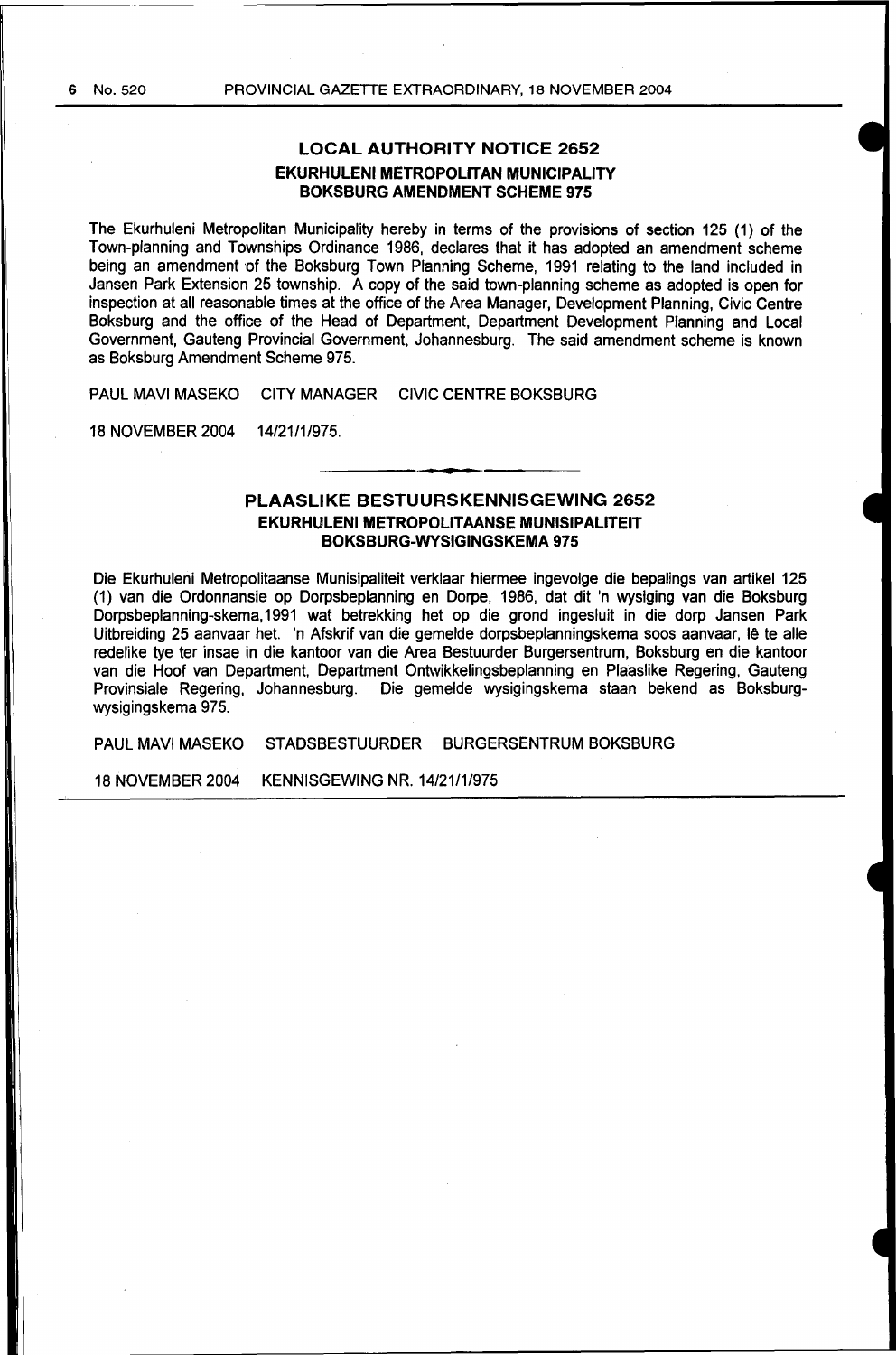## LOCAL AUTHORITY NOTICE 2652

### EKURHULENI METROPOLITAN MUNICIPALITY

### BOKSBURG AMENDMENT SCHEME 975

The Ekurhuleni Metropolitan Municipality hereby in terms of the provisions of section 125 (1) of the Town-planning and Townships Ordinance 1986, declares that it has adopted an amendment scheme being an amendment of the Boksburg Town Planning Scheme, 1991 relating to the land included in Jansen Park Extension 25 township. A copy of the said town-planning scheme as adopted is open for inspection at all reasonable times at the office of the Area Manager, Development Planning, Civic Centre Boksburg and the office of the Head of Department, Department Development Planning and Local Government, Gauteng Provincial Government, Johannesburg. The said amendment scheme is known as Boksburg Amendment Scheme 975.

PAUL MAVI MASEKO CITY MANAGER CIVIC CENTRE BOKSBURG

18 NOVEMBER 2004 14/21/1/975.

---

## PLAASLIKE BESTUURSKENNISGEWING 2652

### EKURHULENI METROPOLITAANSE MUNISIPALITEIT

### BOKSBURG-WYSIGINGSKEMA 975

Die Ekurhuleni Metropolitaanse Munisipaliteit verklaar hiermee ingevolge die bepalings van artikel 125 (1) van die Ordonnansie op Dorpsbeplanning en Dorpe, 1986, dat dit 'n wysiging van die Boksburg Dorpsbeplanning-skema,1991 wat betrekking het op die grond ingesluit in die dorp Jansen Park Uitbreiding 25 aanvaar het. 'n Afskrif van die gemelde dorpsbeplanningskema soos aanvaar, lê te alle redelike tye ter insae in die kantoor van die Area Bestuurder Burgersentrum, Boksburg en die kantoor van die Hoof van Department, Department Ontwikkelingsbeplanning en Plaaslike Regering, Gauteng Provinsiale Regering, Johannesburg. Die gemelde wysigingskema staan bekend as Boksburg-wysigingskema 975.

PAUL MAVI MASEKO STADSBESTUURDER BURGERSENTRUM BOKSBURG

18 NOVEMBER 2004 KENNISGEWING NR. 14/21/1/975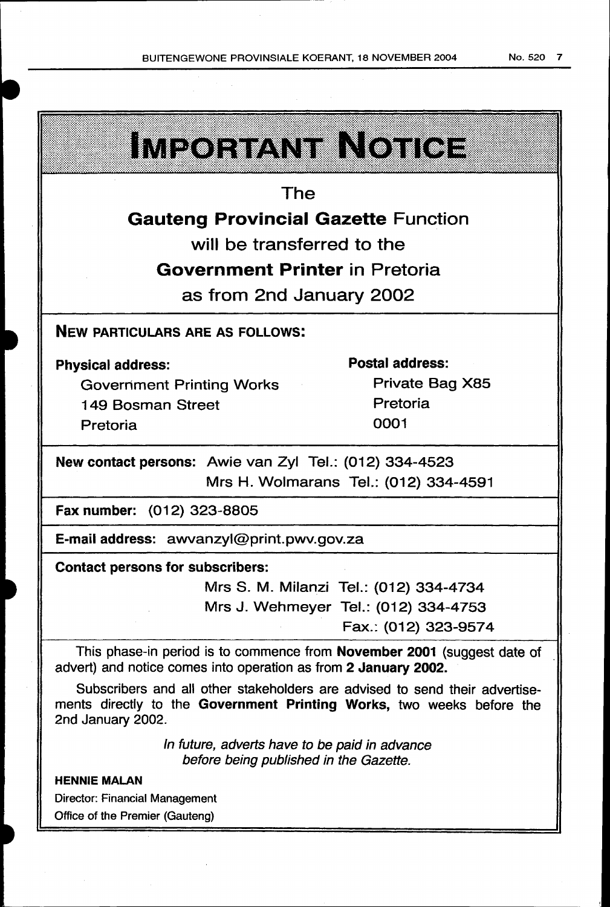# IMPORTANT NOTICE

The

**Gauteng Provincial Gazette** Function

will be transferred to the

**Government Printer** in Pretoria

as from 2nd January 2002

**NEW PARTICULARS ARE AS FOLLOWS:**

**Physical address:**
Government Printing Works
149 Bosman Street
Pretoria

**Postal address:**
Private Bag X85
Pretoria
0001

**New contact persons:** Awie van Zyl Tel.: (012) 334-4523
Mrs H. Wolmarans Tel.: (012) 334-4591

**Fax number:** (012) 323-8805

**E-mail address:** awvanzyl@print.pwv.gov.za

**Contact persons for subscribers:**
Mrs S. M. Milanzi Tel.: (012) 334-4734
Mrs J. Wehmeyer Tel.: (012) 334-4753
Fax.: (012) 323-9574

This phase-in period is to commence from **November 2001** (suggest date of advert) and notice comes into operation as from **2 January 2002.**

Subscribers and all other stakeholders are advised to send their advertisements directly to the **Government Printing Works,** two weeks before the 2nd January 2002.

*In future, adverts have to be paid in advance before being published in the Gazette.*

**HENNIE MALAN**
Director: Financial Management
Office of the Premier (Gauteng)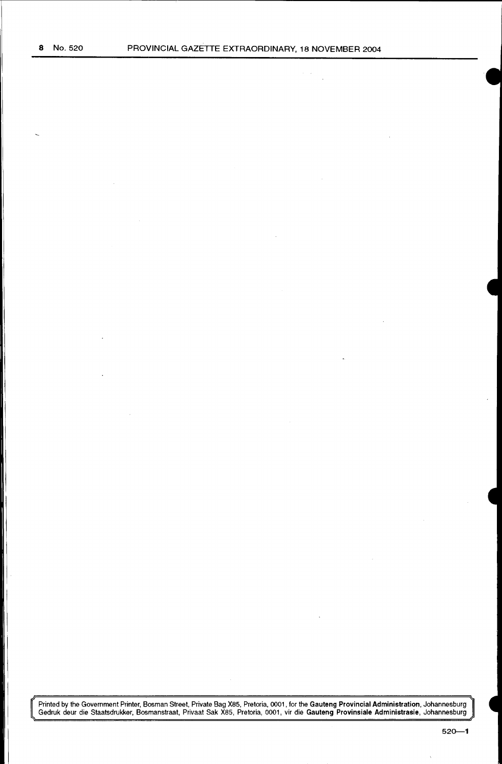Printed by the Government Printer, Bosman Street, Private Bag X85, Pretoria, 0001, for the **Gauteng Provincial Administration**, Johannesburg
Gedruk deur die Staatsdrukker, Bosmanstraat, Privaat Sak X85, Pretoria, 0001, vir die **Gauteng Provinsiale Administrasie**, Johannesburg

520—1